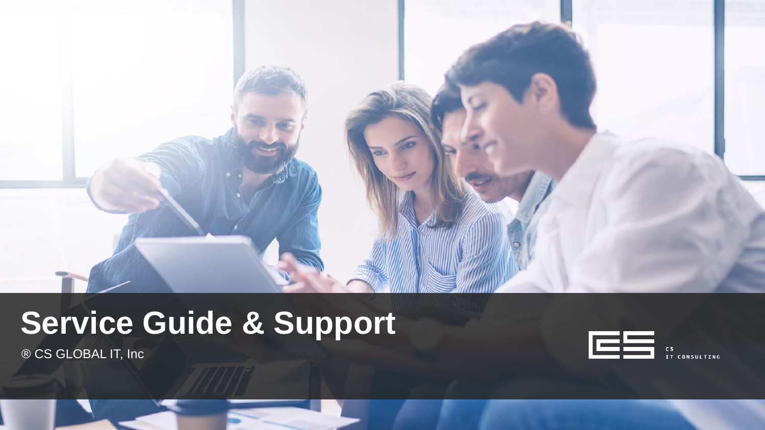# Service Guide & Support

® CS GLOBAL IT, Inc

CS
IT CONSULTING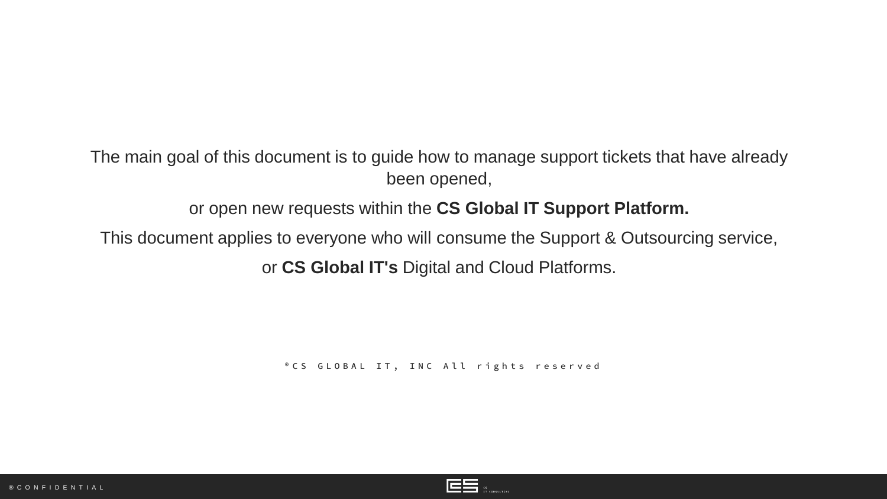The main goal of this document is to guide how to manage support tickets that have already been opened,

or open new requests within the **CS Global IT Support Platform.**

This document applies to everyone who will consume the Support & Outsourcing service,

or **CS Global IT's** Digital and Cloud Platforms.

®CS GLOBAL IT, INC All rights reserved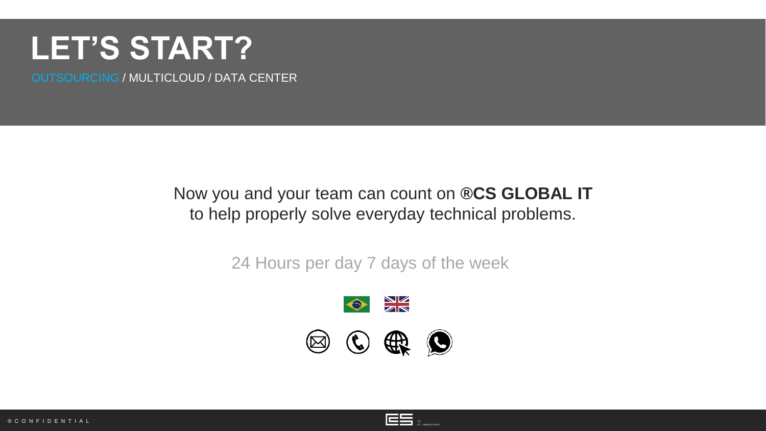# LET'S START?

OUTSOURCING / MULTICLOUD / DATA CENTER

Now you and your team can count on **®CS GLOBAL IT** to help properly solve everyday technical problems.

24 Hours per day 7 days of the week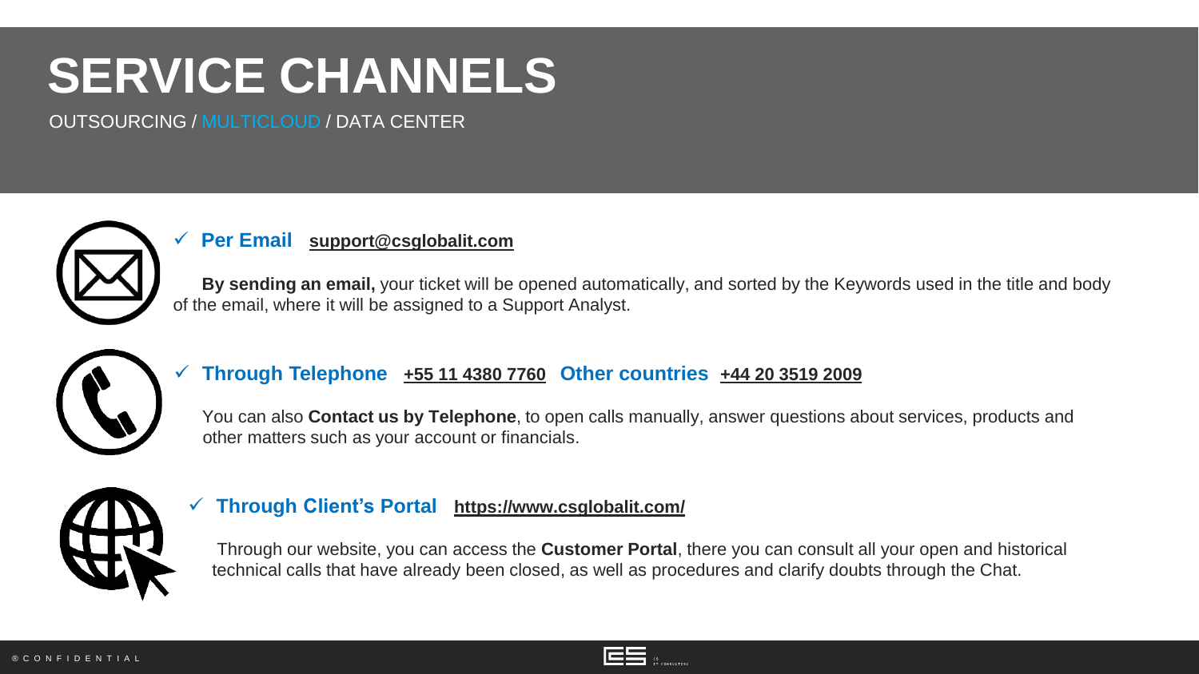# SERVICE CHANNELS

OUTSOURCING / MULTICLOUD / DATA CENTER

- **Per Email** **support@csglobalit.com**

**By sending an email,** your ticket will be opened automatically, and sorted by the Keywords used in the title and body of the email, where it will be assigned to a Support Analyst.

- **Through Telephone** **+55 11 4380 7760** **Other countries** **+44 20 3519 2009**

You can also **Contact us by Telephone**, to open calls manually, answer questions about services, products and other matters such as your account or financials.

- **Through Client's Portal** **https://www.csglobalit.com/**

Through our website, you can access the **Customer Portal**, there you can consult all your open and historical technical calls that have already been closed, as well as procedures and clarify doubts through the Chat.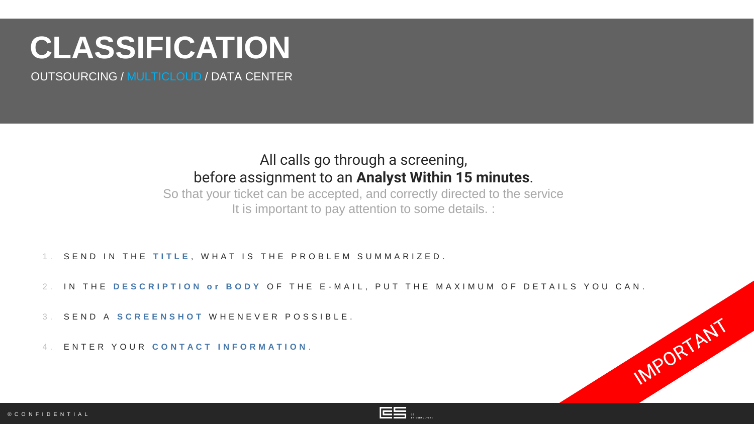# CLASSIFICATION

OUTSOURCING / MULTICLOUD / DATA CENTER

All calls go through a screening,
before assignment to an **Analyst Within 15 minutes**.

So that your ticket can be accepted, and correctly directed to the service
It is important to pay attention to some details. :

1. SEND IN THE **TITLE**, WHAT IS THE PROBLEM SUMMARIZED.
2. IN THE **DESCRIPTION or BODY** OF THE E-MAIL, PUT THE MAXIMUM OF DETAILS YOU CAN.
3. SEND A **SCREENSHOT** WHENEVER POSSIBLE.
4. ENTER YOUR **CONTACT INFORMATION**.

IMPORTANT

® CONFIDENTIAL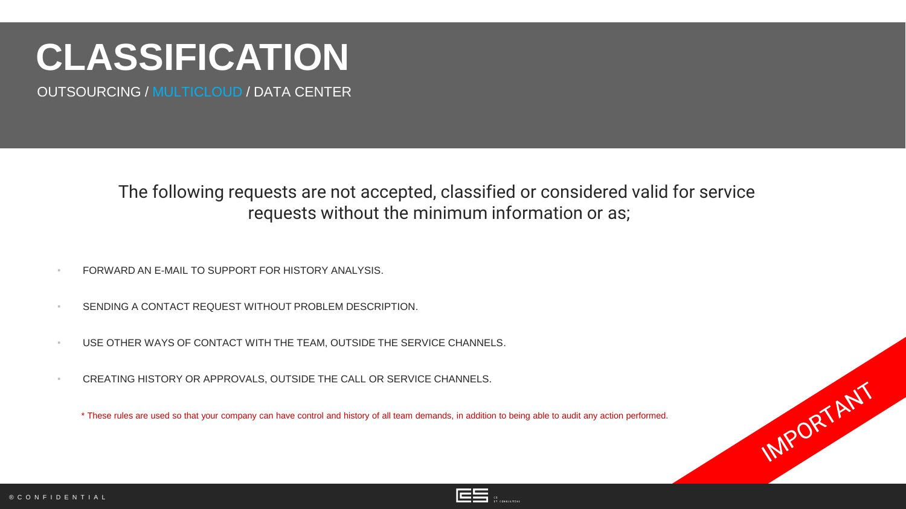# CLASSIFICATION

OUTSOURCING / MULTICLOUD / DATA CENTER

The following requests are not accepted, classified or considered valid for service requests without the minimum information or as;

- FORWARD AN E-MAIL TO SUPPORT FOR HISTORY ANALYSIS.
- SENDING A CONTACT REQUEST WITHOUT PROBLEM DESCRIPTION.
- USE OTHER WAYS OF CONTACT WITH THE TEAM, OUTSIDE THE SERVICE CHANNELS.
- CREATING HISTORY OR APPROVALS, OUTSIDE THE CALL OR SERVICE CHANNELS.

* These rules are used so that your company can have control and history of all team demands, in addition to being able to audit any action performed.

IMPORTANT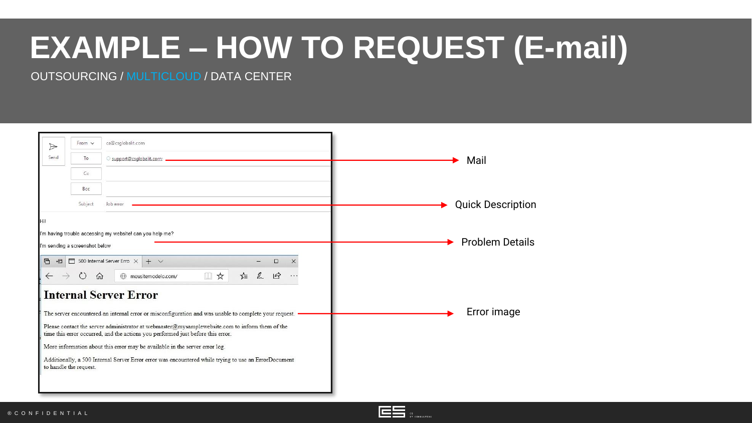# EXAMPLE – HOW TO REQUEST (E-mail)

OUTSOURCING / MULTICLOUD / DATA CENTER

From: ca@csglobalit.com

To: support@csglobalit.com → Mail

Cc:

Bcc:

Subject: Job error → Quick Description

Hi!

I'm having trouble accessing my website! can you help me?

I'm sending a screenshot below → Problem Details

500 Internal Server Erro

meusitemodelo.com/

**Internal Server Error**

The server encountered an internal error or misconfiguration and was unable to complete your request. → Error image

Please contact the server administrator at webmaster@mysamplewebsite.com to inform them of the time this error occurred, and the actions you performed just before this error.

More information about this error may be available in the server error log.

Additionally, a 500 Internal Server Error error was encountered while trying to use an ErrorDocument to handle the request.

® CONFIDENTIAL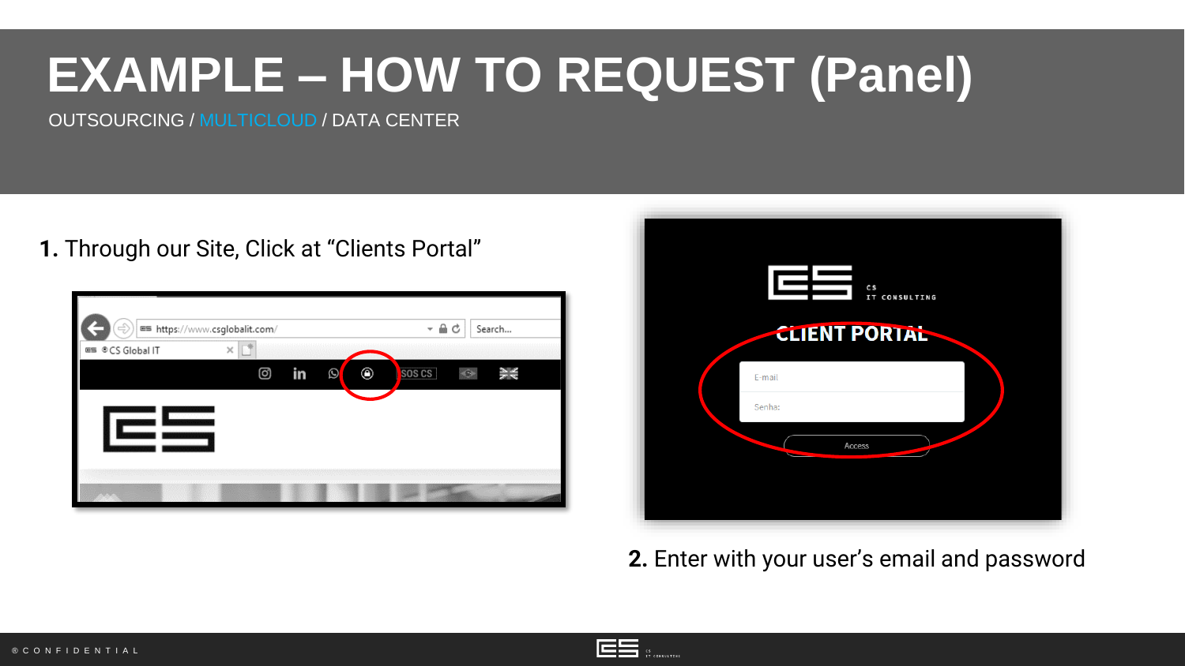# EXAMPLE – HOW TO REQUEST (Panel)

OUTSOURCING / MULTICLOUD / DATA CENTER

**1.** Through our Site, Click at “Clients Portal”

**2.** Enter with your user’s email and password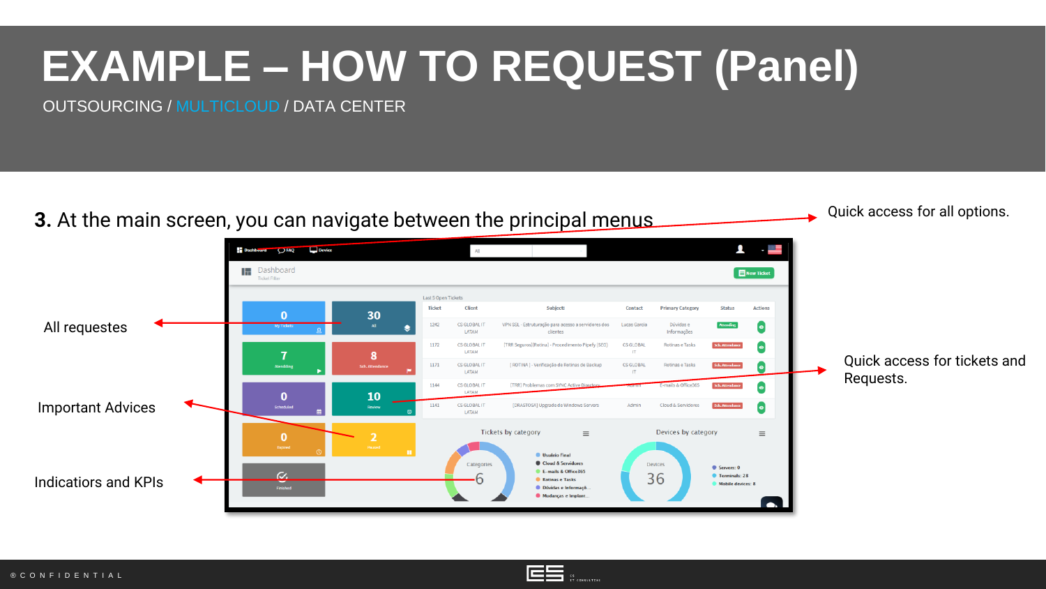# EXAMPLE – HOW TO REQUEST (Panel)

OUTSOURCING / MULTICLOUD / DATA CENTER

**3.** At the main screen, you can navigate between the principal menus

Quick access for all options.

All requestes

Quick access for tickets and Requests.

Important Advices

Indicators and KPIs

® C O N F I D E N T I A L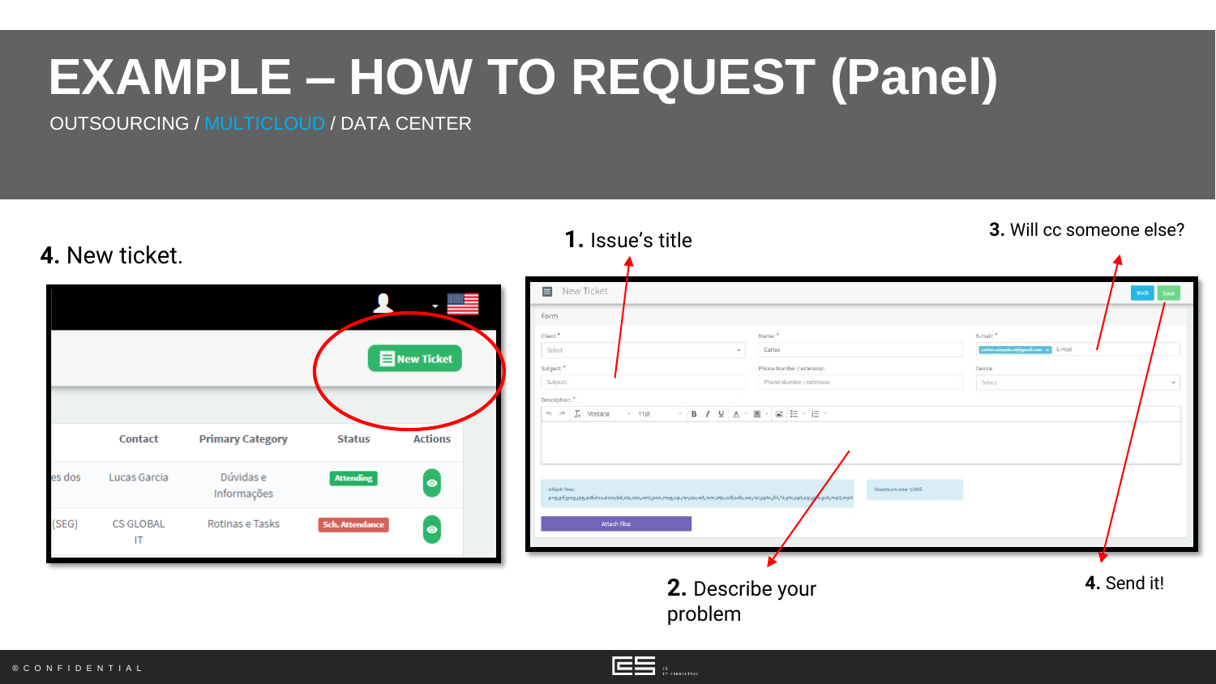# EXAMPLE – HOW TO REQUEST (Panel)

OUTSOURCING / MULTICLOUD / DATA CENTER

**4.** New ticket.

**1.** Issue's title

**3.** Will cc someone else?

**2.** Describe your problem

**4.** Send it!

® C O N F I D E N T I A L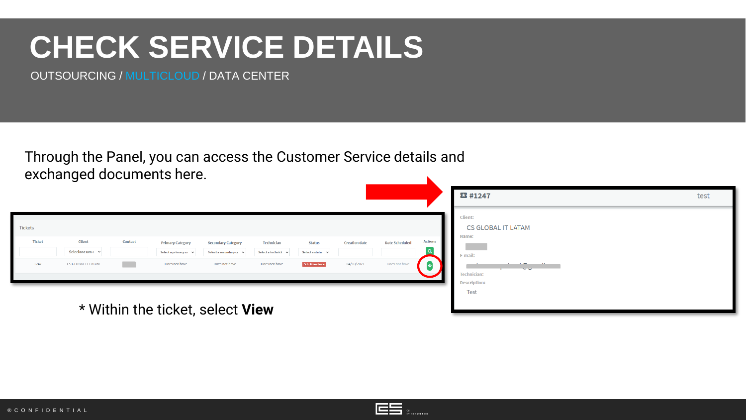# CHECK SERVICE DETAILS

OUTSOURCING / MULTICLOUD / DATA CENTER

Through the Panel, you can access the Customer Service details and exchanged documents here.

Tickets

| Ticket | Client | Contact | Primary Category | Secondary Category | Technician | Status | Creation date | Date Scheduled | Actions |
|---|---|---|---|---|---|---|---|---|---|
| 1247 | CS GLOBAL IT LATAM | | Does not have | Does not have | Does not have | Sch. Attendance | 04/10/2021 | Does not have | |

#1247 test

Client:
CS GLOBAL IT LATAM

Name:

E-mail:

Technician:

Description:
Test

* Within the ticket, select **View**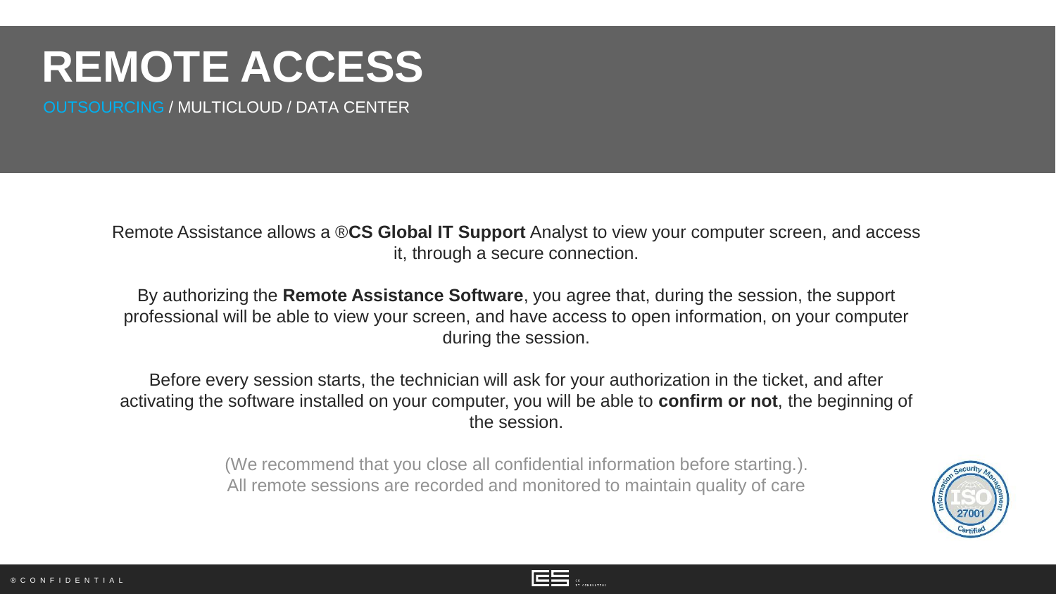# REMOTE ACCESS

OUTSOURCING / MULTICLOUD / DATA CENTER

Remote Assistance allows a ®**CS Global IT Support** Analyst to view your computer screen, and access it, through a secure connection.

By authorizing the **Remote Assistance Software**, you agree that, during the session, the support professional will be able to view your screen, and have access to open information, on your computer during the session.

Before every session starts, the technician will ask for your authorization in the ticket, and after activating the software installed on your computer, you will be able to **confirm or not**, the beginning of the session.

(We recommend that you close all confidential information before starting.).
All remote sessions are recorded and monitored to maintain quality of care

® CONFIDENTIAL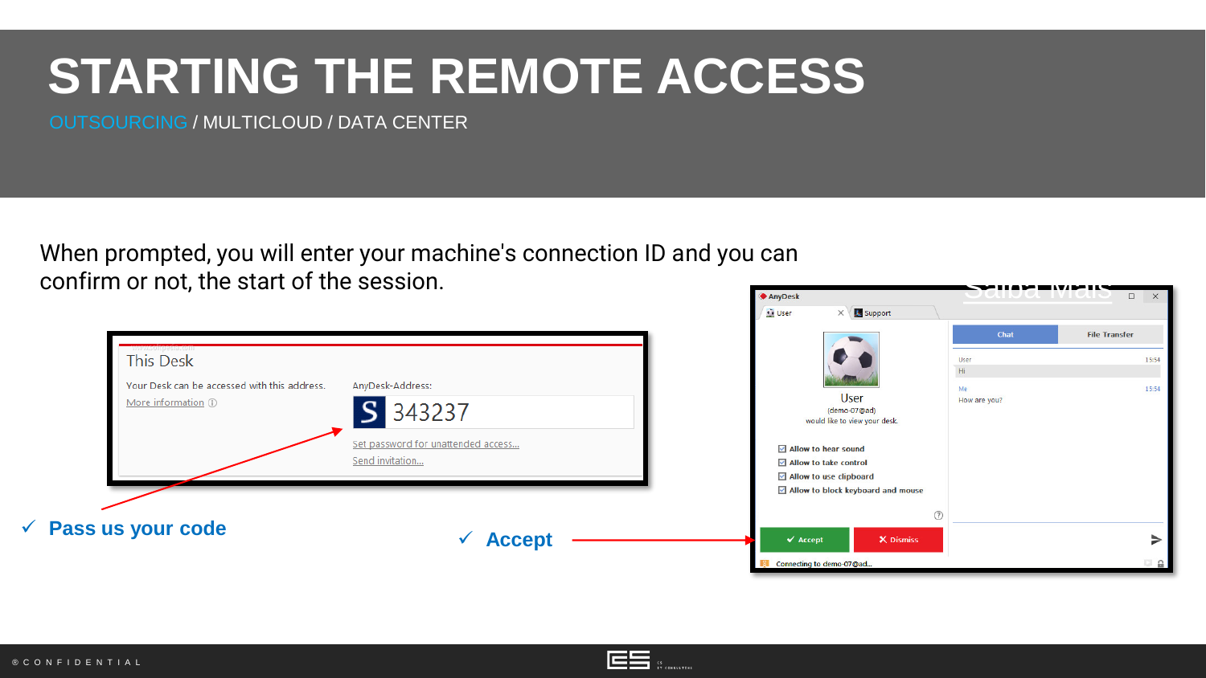# STARTING THE REMOTE ACCESS

OUTSOURCING / MULTICLOUD / DATA CENTER

When prompted, you will enter your machine's connection ID and you can confirm or not, the start of the session.

This Desk

Your Desk can be accessed with this address.

More information

AnyDesk-Address:

343237

Set password for unattended access...

Send invitation...

- ✓ **Pass us your code**
- ✓ **Accept**

AnyDesk

User | Support

Chat | File Transfer

User

(demo-07@ad)

would like to view your desk.

- Allow to hear sound
- Allow to take control
- Allow to use clipboard
- Allow to block keyboard and mouse

Accept | Dismiss

Connecting to demo-07@ad...

User 15:54
Hi

Me 15:54
How are you?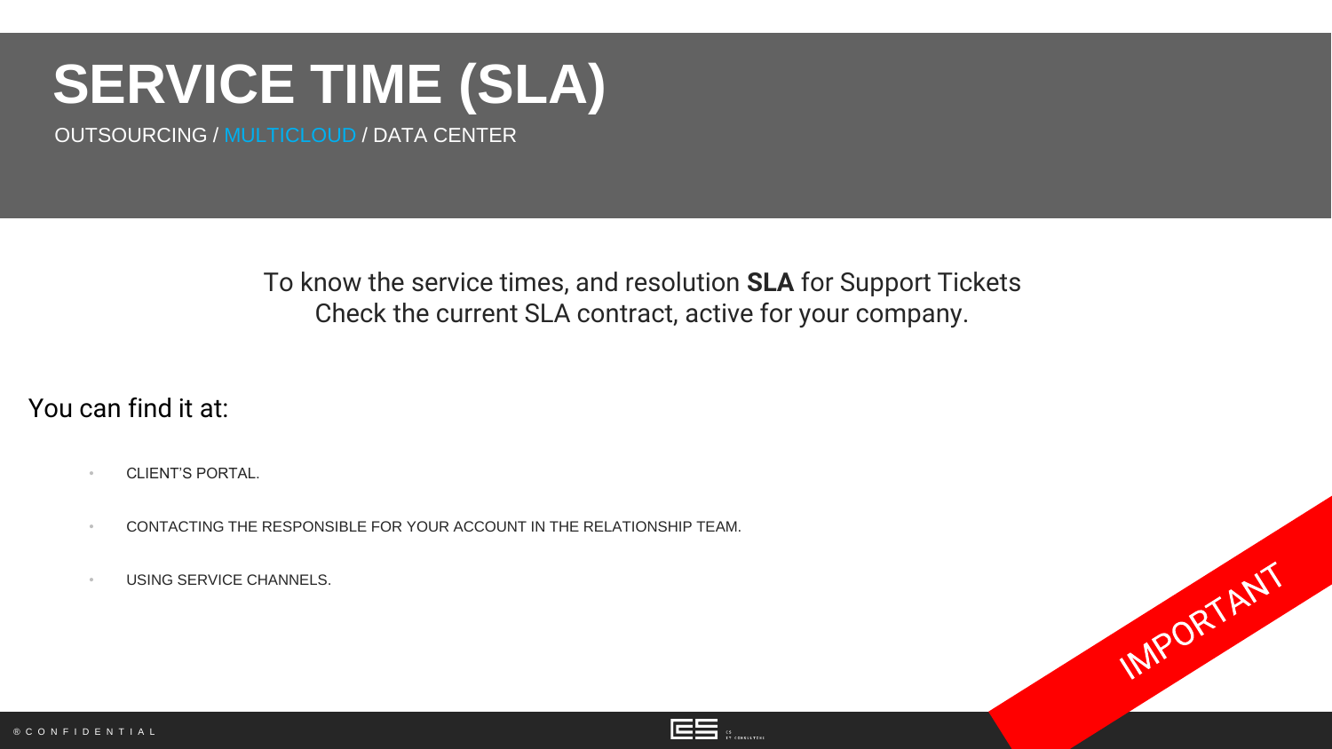# SERVICE TIME (SLA)

OUTSOURCING / MULTICLOUD / DATA CENTER

To know the service times, and resolution **SLA** for Support Tickets
Check the current SLA contract, active for your company.

You can find it at:

- CLIENT'S PORTAL.
- CONTACTING THE RESPONSIBLE FOR YOUR ACCOUNT IN THE RELATIONSHIP TEAM.
- USING SERVICE CHANNELS.

IMPORTANT

® CONFIDENTIAL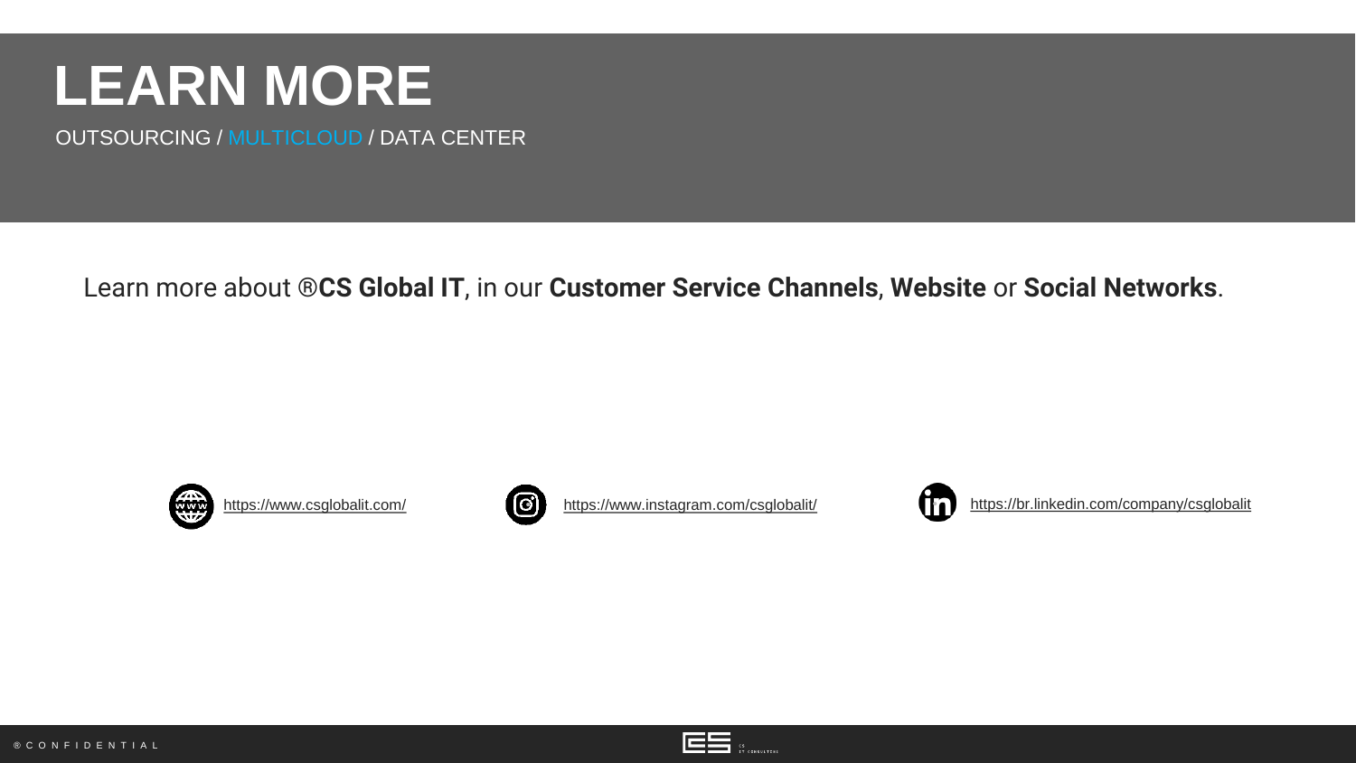# LEARN MORE

OUTSOURCING / MULTICLOUD / DATA CENTER

Learn more about ®**CS Global IT**, in our **Customer Service Channels**, **Website** or **Social Networks**.

https://www.csglobalit.com/

https://www.instagram.com/csglobalit/

https://br.linkedin.com/company/csglobalit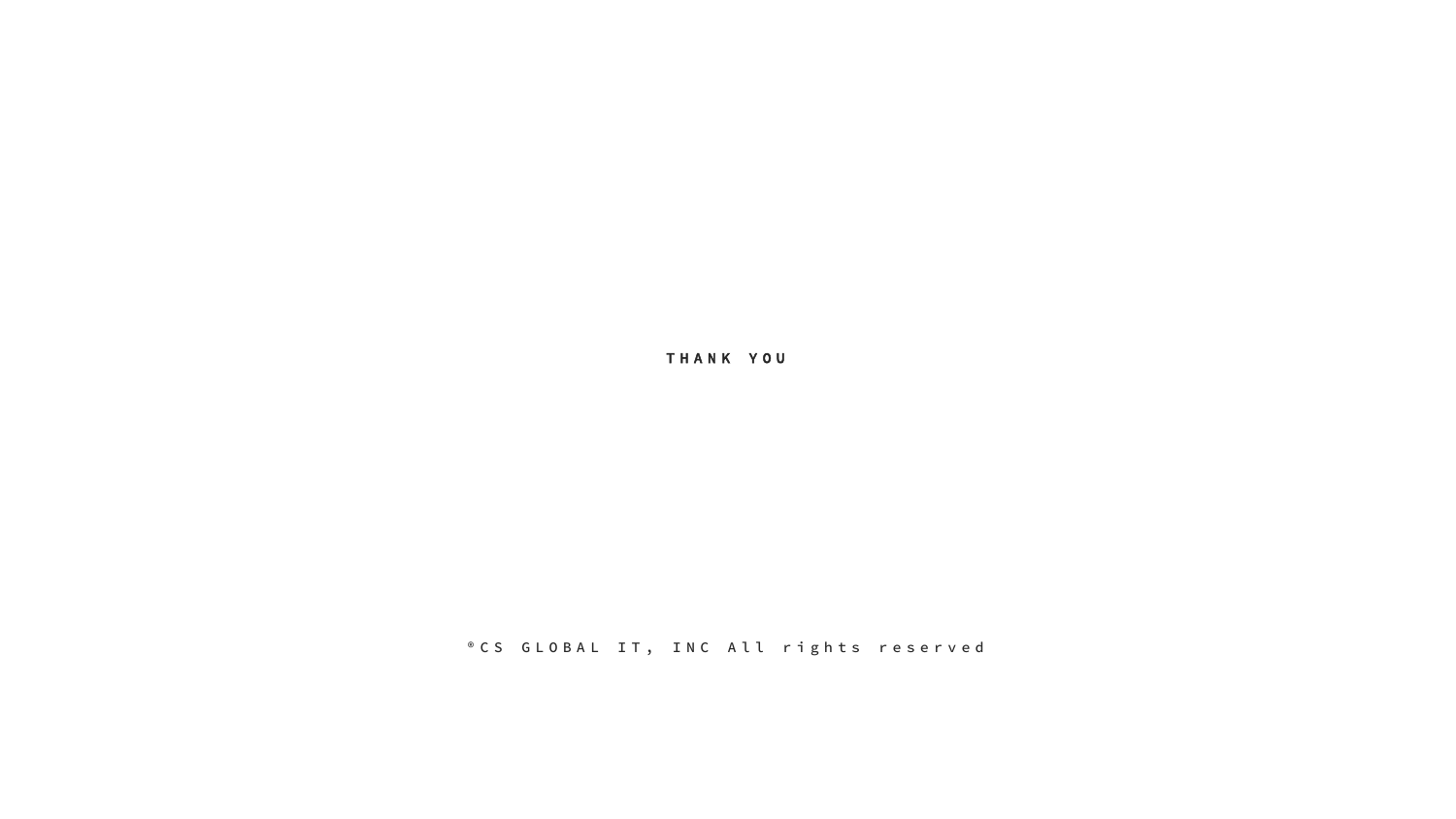**THANK YOU**

®CS GLOBAL IT, INC All rights reserved